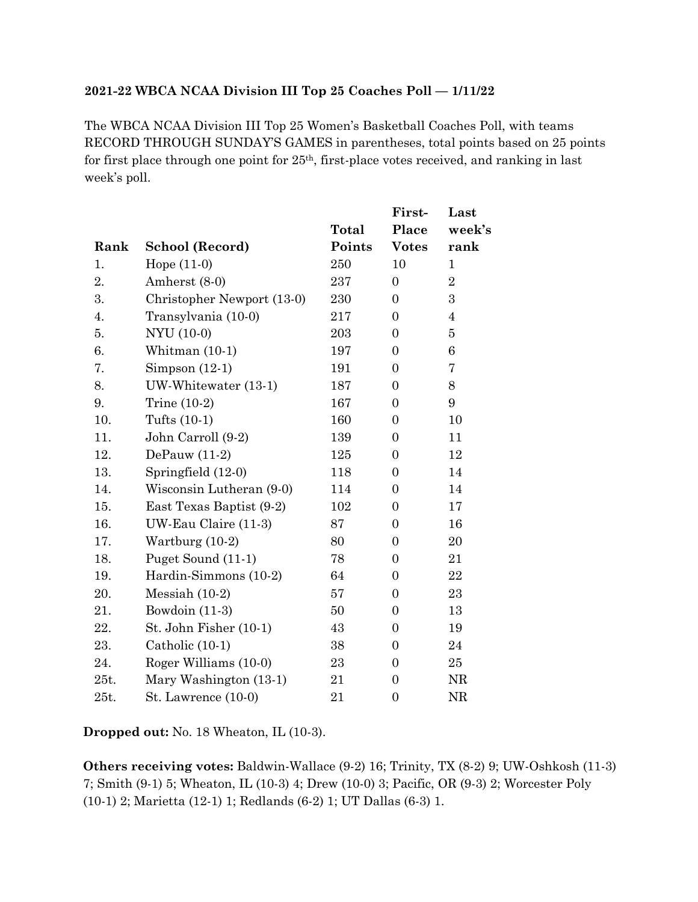**2021-22 WBCA NCAA Division III Top 25 Coaches Poll — 1/11/22**

The WBCA NCAA Division III Top 25 Women's Basketball Coaches Poll, with teams RECORD THROUGH SUNDAY'S GAMES in parentheses, total points based on 25 points for first place through one point for 25th, first-place votes received, and ranking in last week's poll.

| Rank | School (Record) | Total Points | First-Place Votes | Last week's rank |
|---|---|---|---|---|
| 1. | Hope (11-0) | 250 | 10 | 1 |
| 2. | Amherst (8-0) | 237 | 0 | 2 |
| 3. | Christopher Newport (13-0) | 230 | 0 | 3 |
| 4. | Transylvania (10-0) | 217 | 0 | 4 |
| 5. | NYU (10-0) | 203 | 0 | 5 |
| 6. | Whitman (10-1) | 197 | 0 | 6 |
| 7. | Simpson (12-1) | 191 | 0 | 7 |
| 8. | UW-Whitewater (13-1) | 187 | 0 | 8 |
| 9. | Trine (10-2) | 167 | 0 | 9 |
| 10. | Tufts (10-1) | 160 | 0 | 10 |
| 11. | John Carroll (9-2) | 139 | 0 | 11 |
| 12. | DePauw (11-2) | 125 | 0 | 12 |
| 13. | Springfield (12-0) | 118 | 0 | 14 |
| 14. | Wisconsin Lutheran (9-0) | 114 | 0 | 14 |
| 15. | East Texas Baptist (9-2) | 102 | 0 | 17 |
| 16. | UW-Eau Claire (11-3) | 87 | 0 | 16 |
| 17. | Wartburg (10-2) | 80 | 0 | 20 |
| 18. | Puget Sound (11-1) | 78 | 0 | 21 |
| 19. | Hardin-Simmons (10-2) | 64 | 0 | 22 |
| 20. | Messiah (10-2) | 57 | 0 | 23 |
| 21. | Bowdoin (11-3) | 50 | 0 | 13 |
| 22. | St. John Fisher (10-1) | 43 | 0 | 19 |
| 23. | Catholic (10-1) | 38 | 0 | 24 |
| 24. | Roger Williams (10-0) | 23 | 0 | 25 |
| 25t. | Mary Washington (13-1) | 21 | 0 | NR |
| 25t. | St. Lawrence (10-0) | 21 | 0 | NR |

**Dropped out:** No. 18 Wheaton, IL (10-3).

**Others receiving votes:** Baldwin-Wallace (9-2) 16; Trinity, TX (8-2) 9; UW-Oshkosh (11-3) 7; Smith (9-1) 5; Wheaton, IL (10-3) 4; Drew (10-0) 3; Pacific, OR (9-3) 2; Worcester Poly (10-1) 2; Marietta (12-1) 1; Redlands (6-2) 1; UT Dallas (6-3) 1.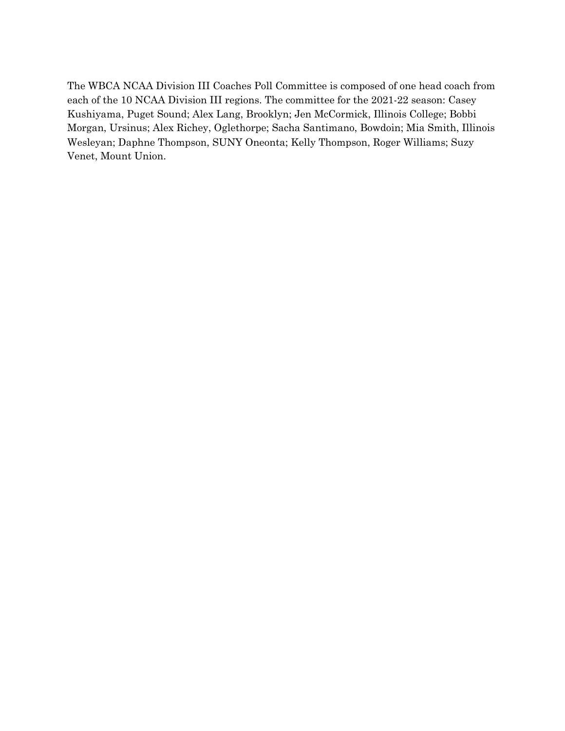The WBCA NCAA Division III Coaches Poll Committee is composed of one head coach from each of the 10 NCAA Division III regions. The committee for the 2021-22 season: Casey Kushiyama, Puget Sound; Alex Lang, Brooklyn; Jen McCormick, Illinois College; Bobbi Morgan, Ursinus; Alex Richey, Oglethorpe; Sacha Santimano, Bowdoin; Mia Smith, Illinois Wesleyan; Daphne Thompson, SUNY Oneonta; Kelly Thompson, Roger Williams; Suzy Venet, Mount Union.